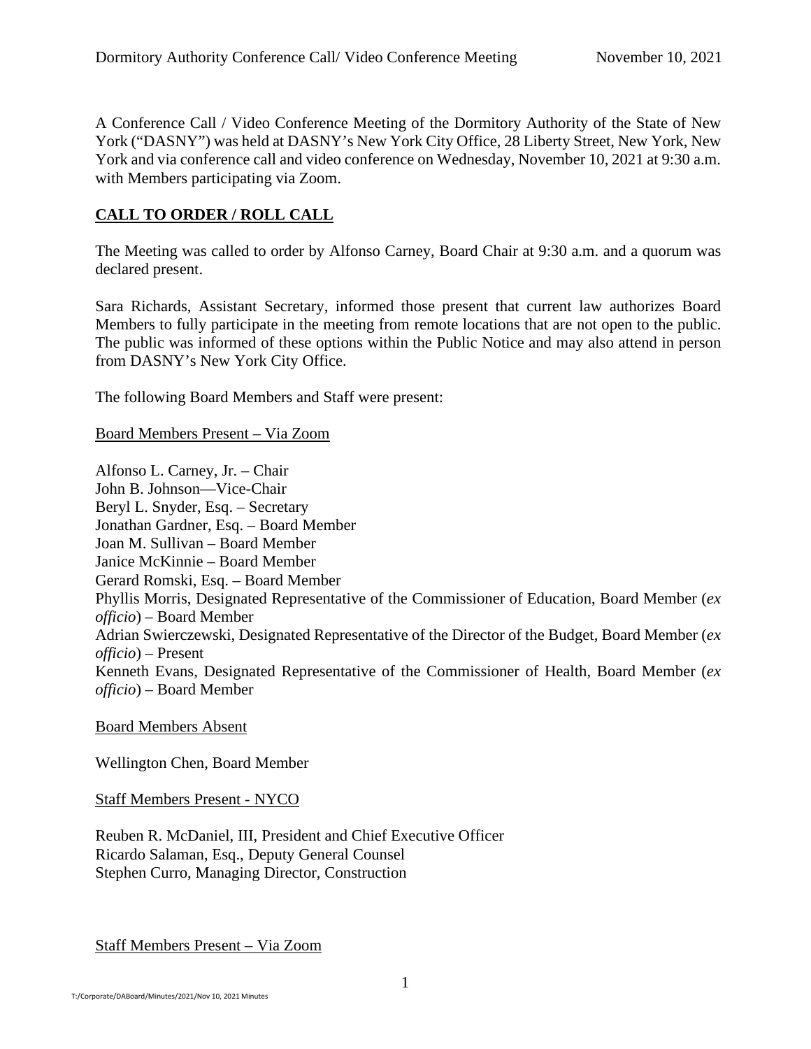A Conference Call / Video Conference Meeting of the Dormitory Authority of the State of New York ("DASNY") was held at DASNY's New York City Office, 28 Liberty Street, New York, New York and via conference call and video conference on Wednesday, November 10, 2021 at 9:30 a.m. with Members participating via Zoom.

## CALL TO ORDER / ROLL CALL

The Meeting was called to order by Alfonso Carney, Board Chair at 9:30 a.m. and a quorum was declared present.

Sara Richards, Assistant Secretary, informed those present that current law authorizes Board Members to fully participate in the meeting from remote locations that are not open to the public. The public was informed of these options within the Public Notice and may also attend in person from DASNY's New York City Office.

The following Board Members and Staff were present:

Board Members Present – Via Zoom

Alfonso L. Carney, Jr. – Chair
John B. Johnson—Vice-Chair
Beryl L. Snyder, Esq. – Secretary
Jonathan Gardner, Esq. – Board Member
Joan M. Sullivan – Board Member
Janice McKinnie – Board Member
Gerard Romski, Esq. – Board Member
Phyllis Morris, Designated Representative of the Commissioner of Education, Board Member (*ex officio*) – Board Member
Adrian Swierczewski, Designated Representative of the Director of the Budget, Board Member (*ex officio*) – Present
Kenneth Evans, Designated Representative of the Commissioner of Health, Board Member (*ex officio*) – Board Member

Board Members Absent

Wellington Chen, Board Member

Staff Members Present - NYCO

Reuben R. McDaniel, III, President and Chief Executive Officer
Ricardo Salaman, Esq., Deputy General Counsel
Stephen Curro, Managing Director, Construction

Staff Members Present – Via Zoom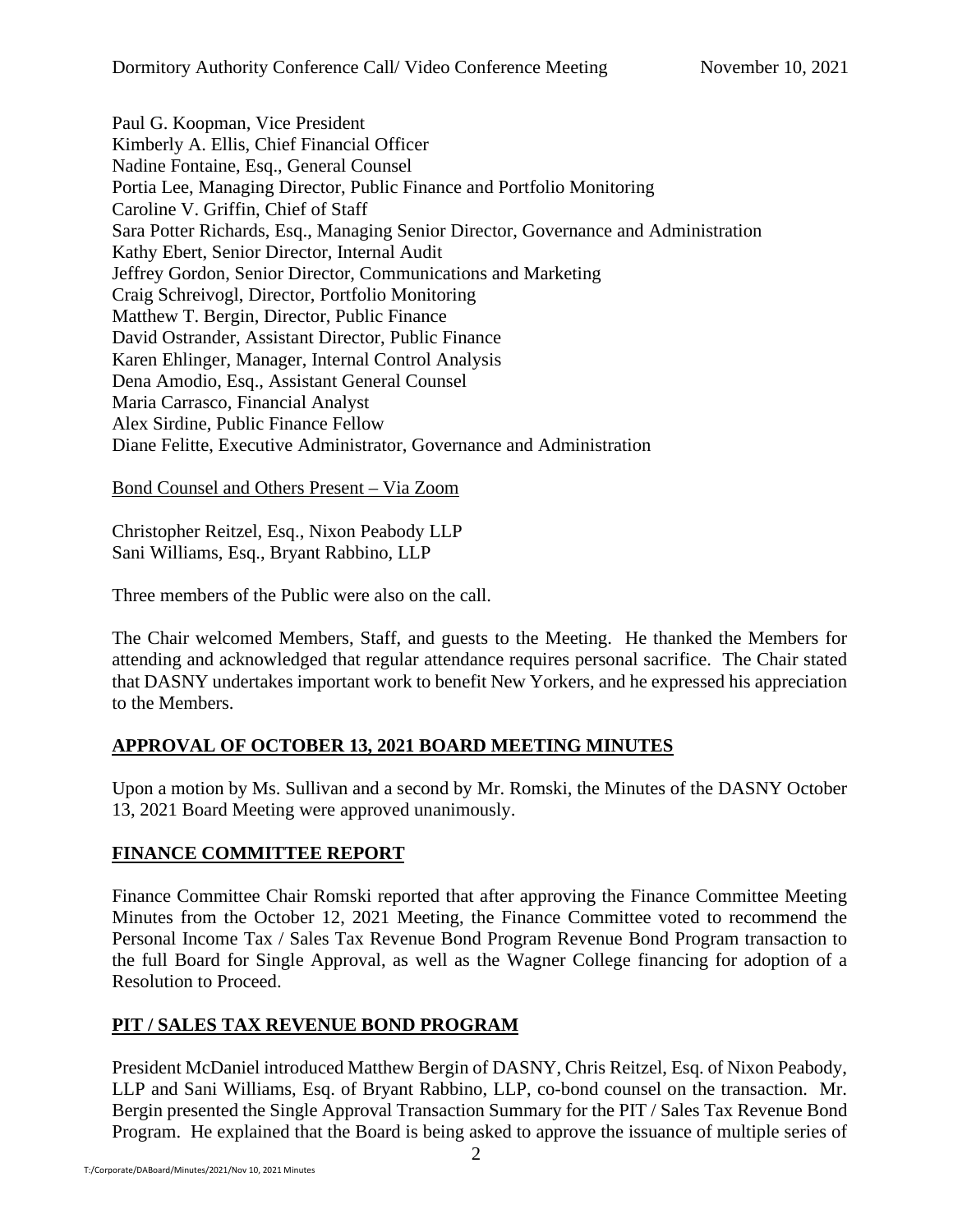Paul G. Koopman, Vice President
Kimberly A. Ellis, Chief Financial Officer
Nadine Fontaine, Esq., General Counsel
Portia Lee, Managing Director, Public Finance and Portfolio Monitoring
Caroline V. Griffin, Chief of Staff
Sara Potter Richards, Esq., Managing Senior Director, Governance and Administration
Kathy Ebert, Senior Director, Internal Audit
Jeffrey Gordon, Senior Director, Communications and Marketing
Craig Schreivogl, Director, Portfolio Monitoring
Matthew T. Bergin, Director, Public Finance
David Ostrander, Assistant Director, Public Finance
Karen Ehlinger, Manager, Internal Control Analysis
Dena Amodio, Esq., Assistant General Counsel
Maria Carrasco, Financial Analyst
Alex Sirdine, Public Finance Fellow
Diane Felitte, Executive Administrator, Governance and Administration

Bond Counsel and Others Present – Via Zoom

Christopher Reitzel, Esq., Nixon Peabody LLP
Sani Williams, Esq., Bryant Rabbino, LLP

Three members of the Public were also on the call.

The Chair welcomed Members, Staff, and guests to the Meeting. He thanked the Members for attending and acknowledged that regular attendance requires personal sacrifice. The Chair stated that DASNY undertakes important work to benefit New Yorkers, and he expressed his appreciation to the Members.

## APPROVAL OF OCTOBER 13, 2021 BOARD MEETING MINUTES

Upon a motion by Ms. Sullivan and a second by Mr. Romski, the Minutes of the DASNY October 13, 2021 Board Meeting were approved unanimously.

## FINANCE COMMITTEE REPORT

Finance Committee Chair Romski reported that after approving the Finance Committee Meeting Minutes from the October 12, 2021 Meeting, the Finance Committee voted to recommend the Personal Income Tax / Sales Tax Revenue Bond Program Revenue Bond Program transaction to the full Board for Single Approval, as well as the Wagner College financing for adoption of a Resolution to Proceed.

## PIT / SALES TAX REVENUE BOND PROGRAM

President McDaniel introduced Matthew Bergin of DASNY, Chris Reitzel, Esq. of Nixon Peabody, LLP and Sani Williams, Esq. of Bryant Rabbino, LLP, co-bond counsel on the transaction. Mr. Bergin presented the Single Approval Transaction Summary for the PIT / Sales Tax Revenue Bond Program. He explained that the Board is being asked to approve the issuance of multiple series of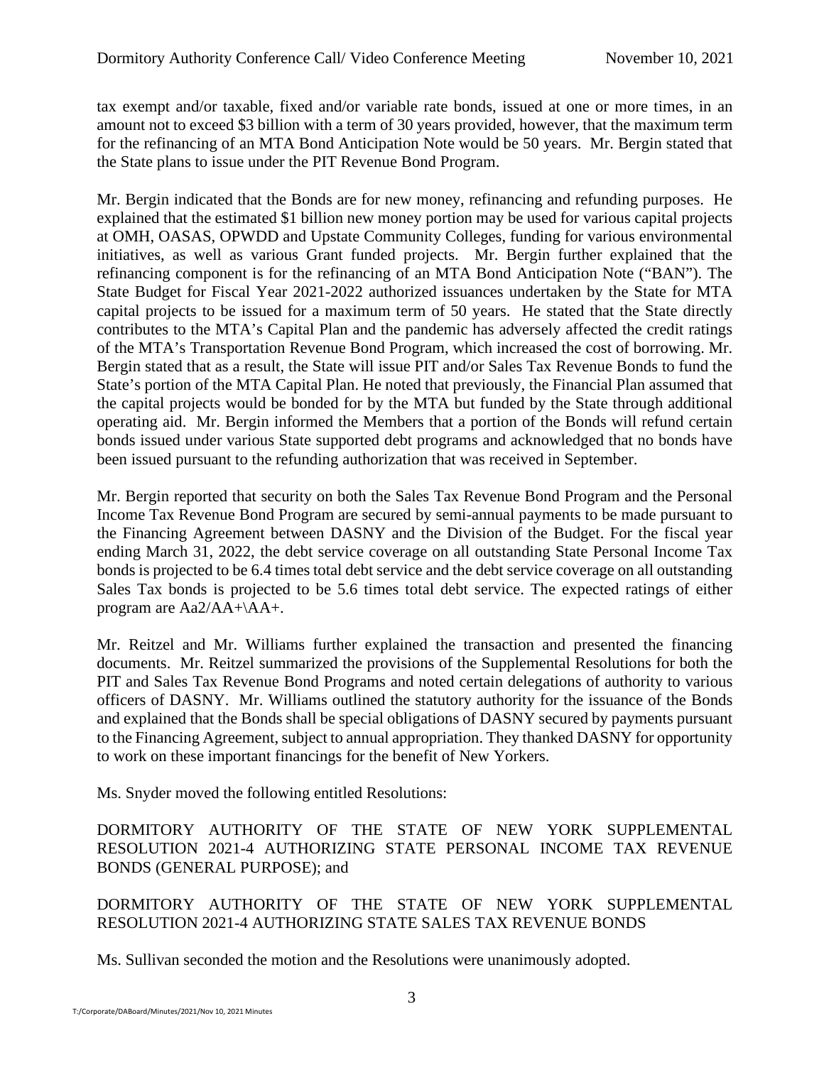tax exempt and/or taxable, fixed and/or variable rate bonds, issued at one or more times, in an amount not to exceed $3 billion with a term of 30 years provided, however, that the maximum term for the refinancing of an MTA Bond Anticipation Note would be 50 years. Mr. Bergin stated that the State plans to issue under the PIT Revenue Bond Program.

Mr. Bergin indicated that the Bonds are for new money, refinancing and refunding purposes. He explained that the estimated $1 billion new money portion may be used for various capital projects at OMH, OASAS, OPWDD and Upstate Community Colleges, funding for various environmental initiatives, as well as various Grant funded projects. Mr. Bergin further explained that the refinancing component is for the refinancing of an MTA Bond Anticipation Note ("BAN"). The State Budget for Fiscal Year 2021-2022 authorized issuances undertaken by the State for MTA capital projects to be issued for a maximum term of 50 years. He stated that the State directly contributes to the MTA's Capital Plan and the pandemic has adversely affected the credit ratings of the MTA's Transportation Revenue Bond Program, which increased the cost of borrowing. Mr. Bergin stated that as a result, the State will issue PIT and/or Sales Tax Revenue Bonds to fund the State's portion of the MTA Capital Plan. He noted that previously, the Financial Plan assumed that the capital projects would be bonded for by the MTA but funded by the State through additional operating aid. Mr. Bergin informed the Members that a portion of the Bonds will refund certain bonds issued under various State supported debt programs and acknowledged that no bonds have been issued pursuant to the refunding authorization that was received in September.

Mr. Bergin reported that security on both the Sales Tax Revenue Bond Program and the Personal Income Tax Revenue Bond Program are secured by semi-annual payments to be made pursuant to the Financing Agreement between DASNY and the Division of the Budget. For the fiscal year ending March 31, 2022, the debt service coverage on all outstanding State Personal Income Tax bonds is projected to be 6.4 times total debt service and the debt service coverage on all outstanding Sales Tax bonds is projected to be 5.6 times total debt service. The expected ratings of either program are Aa2/AA+\AA+.

Mr. Reitzel and Mr. Williams further explained the transaction and presented the financing documents. Mr. Reitzel summarized the provisions of the Supplemental Resolutions for both the PIT and Sales Tax Revenue Bond Programs and noted certain delegations of authority to various officers of DASNY. Mr. Williams outlined the statutory authority for the issuance of the Bonds and explained that the Bonds shall be special obligations of DASNY secured by payments pursuant to the Financing Agreement, subject to annual appropriation. They thanked DASNY for opportunity to work on these important financings for the benefit of New Yorkers.

Ms. Snyder moved the following entitled Resolutions:

DORMITORY AUTHORITY OF THE STATE OF NEW YORK SUPPLEMENTAL RESOLUTION 2021-4 AUTHORIZING STATE PERSONAL INCOME TAX REVENUE BONDS (GENERAL PURPOSE); and

DORMITORY AUTHORITY OF THE STATE OF NEW YORK SUPPLEMENTAL RESOLUTION 2021-4 AUTHORIZING STATE SALES TAX REVENUE BONDS

Ms. Sullivan seconded the motion and the Resolutions were unanimously adopted.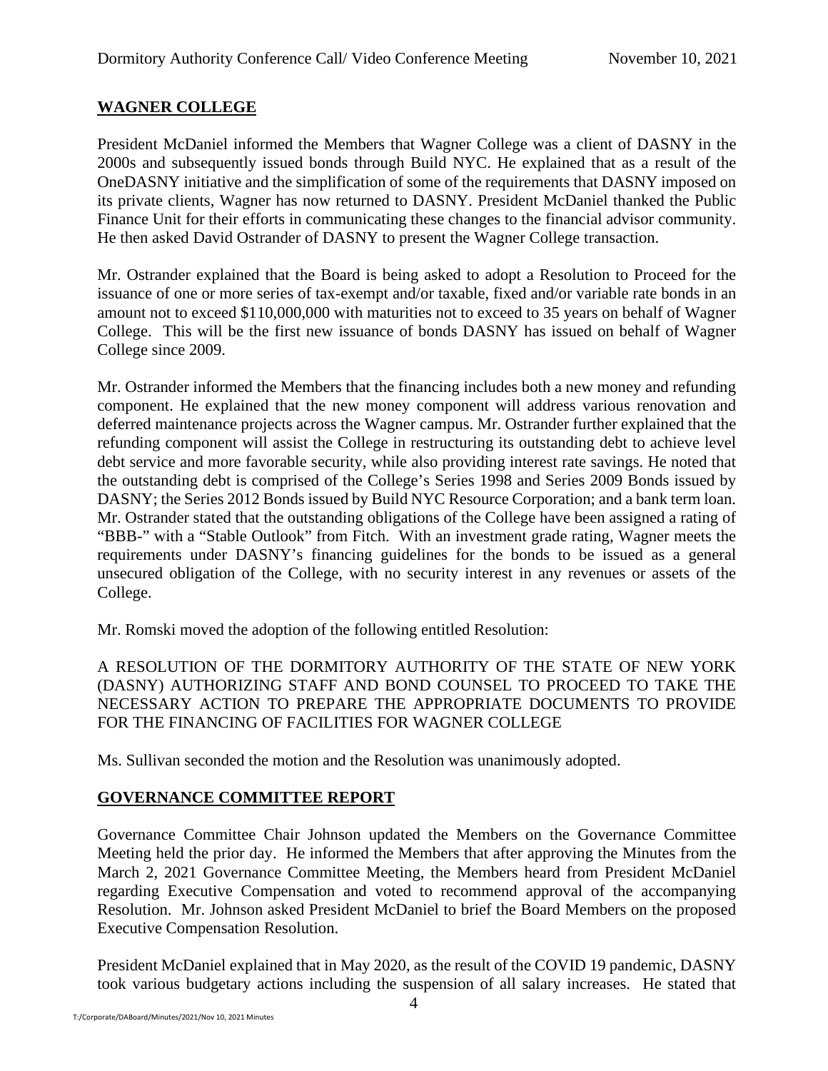## WAGNER COLLEGE

President McDaniel informed the Members that Wagner College was a client of DASNY in the 2000s and subsequently issued bonds through Build NYC. He explained that as a result of the OneDASNY initiative and the simplification of some of the requirements that DASNY imposed on its private clients, Wagner has now returned to DASNY. President McDaniel thanked the Public Finance Unit for their efforts in communicating these changes to the financial advisor community. He then asked David Ostrander of DASNY to present the Wagner College transaction.

Mr. Ostrander explained that the Board is being asked to adopt a Resolution to Proceed for the issuance of one or more series of tax-exempt and/or taxable, fixed and/or variable rate bonds in an amount not to exceed $110,000,000 with maturities not to exceed to 35 years on behalf of Wagner College. This will be the first new issuance of bonds DASNY has issued on behalf of Wagner College since 2009.

Mr. Ostrander informed the Members that the financing includes both a new money and refunding component. He explained that the new money component will address various renovation and deferred maintenance projects across the Wagner campus. Mr. Ostrander further explained that the refunding component will assist the College in restructuring its outstanding debt to achieve level debt service and more favorable security, while also providing interest rate savings. He noted that the outstanding debt is comprised of the College's Series 1998 and Series 2009 Bonds issued by DASNY; the Series 2012 Bonds issued by Build NYC Resource Corporation; and a bank term loan. Mr. Ostrander stated that the outstanding obligations of the College have been assigned a rating of "BBB-" with a "Stable Outlook" from Fitch. With an investment grade rating, Wagner meets the requirements under DASNY's financing guidelines for the bonds to be issued as a general unsecured obligation of the College, with no security interest in any revenues or assets of the College.

Mr. Romski moved the adoption of the following entitled Resolution:

A RESOLUTION OF THE DORMITORY AUTHORITY OF THE STATE OF NEW YORK (DASNY) AUTHORIZING STAFF AND BOND COUNSEL TO PROCEED TO TAKE THE NECESSARY ACTION TO PREPARE THE APPROPRIATE DOCUMENTS TO PROVIDE FOR THE FINANCING OF FACILITIES FOR WAGNER COLLEGE

Ms. Sullivan seconded the motion and the Resolution was unanimously adopted.

## GOVERNANCE COMMITTEE REPORT

Governance Committee Chair Johnson updated the Members on the Governance Committee Meeting held the prior day. He informed the Members that after approving the Minutes from the March 2, 2021 Governance Committee Meeting, the Members heard from President McDaniel regarding Executive Compensation and voted to recommend approval of the accompanying Resolution. Mr. Johnson asked President McDaniel to brief the Board Members on the proposed Executive Compensation Resolution.

President McDaniel explained that in May 2020, as the result of the COVID 19 pandemic, DASNY took various budgetary actions including the suspension of all salary increases. He stated that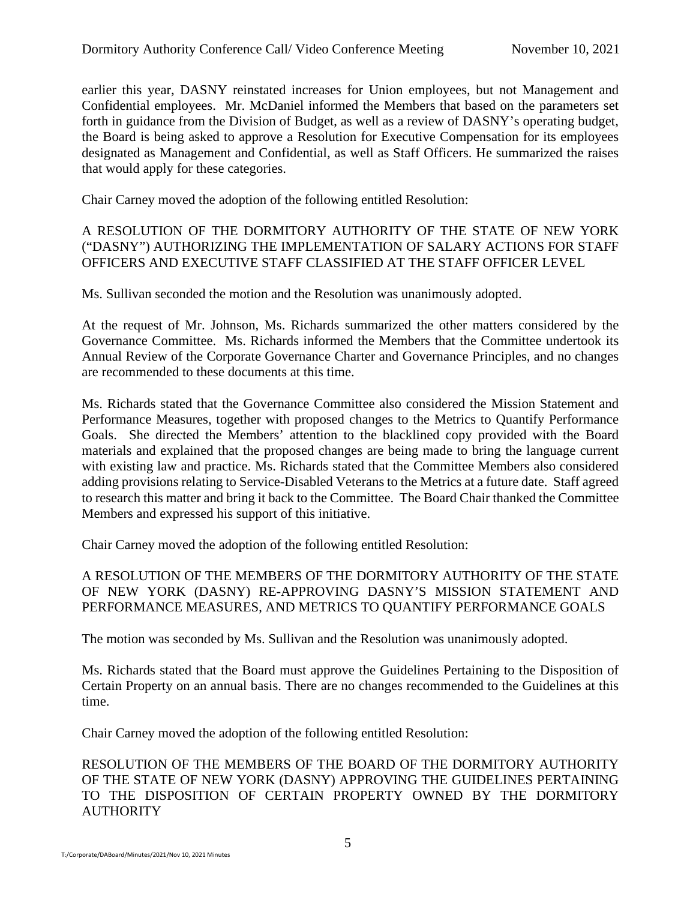earlier this year, DASNY reinstated increases for Union employees, but not Management and Confidential employees. Mr. McDaniel informed the Members that based on the parameters set forth in guidance from the Division of Budget, as well as a review of DASNY's operating budget, the Board is being asked to approve a Resolution for Executive Compensation for its employees designated as Management and Confidential, as well as Staff Officers. He summarized the raises that would apply for these categories.

Chair Carney moved the adoption of the following entitled Resolution:

A RESOLUTION OF THE DORMITORY AUTHORITY OF THE STATE OF NEW YORK ("DASNY") AUTHORIZING THE IMPLEMENTATION OF SALARY ACTIONS FOR STAFF OFFICERS AND EXECUTIVE STAFF CLASSIFIED AT THE STAFF OFFICER LEVEL

Ms. Sullivan seconded the motion and the Resolution was unanimously adopted.

At the request of Mr. Johnson, Ms. Richards summarized the other matters considered by the Governance Committee. Ms. Richards informed the Members that the Committee undertook its Annual Review of the Corporate Governance Charter and Governance Principles, and no changes are recommended to these documents at this time.

Ms. Richards stated that the Governance Committee also considered the Mission Statement and Performance Measures, together with proposed changes to the Metrics to Quantify Performance Goals. She directed the Members' attention to the blacklined copy provided with the Board materials and explained that the proposed changes are being made to bring the language current with existing law and practice. Ms. Richards stated that the Committee Members also considered adding provisions relating to Service-Disabled Veterans to the Metrics at a future date. Staff agreed to research this matter and bring it back to the Committee. The Board Chair thanked the Committee Members and expressed his support of this initiative.

Chair Carney moved the adoption of the following entitled Resolution:

A RESOLUTION OF THE MEMBERS OF THE DORMITORY AUTHORITY OF THE STATE OF NEW YORK (DASNY) RE-APPROVING DASNY'S MISSION STATEMENT AND PERFORMANCE MEASURES, AND METRICS TO QUANTIFY PERFORMANCE GOALS

The motion was seconded by Ms. Sullivan and the Resolution was unanimously adopted.

Ms. Richards stated that the Board must approve the Guidelines Pertaining to the Disposition of Certain Property on an annual basis. There are no changes recommended to the Guidelines at this time.

Chair Carney moved the adoption of the following entitled Resolution:

RESOLUTION OF THE MEMBERS OF THE BOARD OF THE DORMITORY AUTHORITY OF THE STATE OF NEW YORK (DASNY) APPROVING THE GUIDELINES PERTAINING TO THE DISPOSITION OF CERTAIN PROPERTY OWNED BY THE DORMITORY AUTHORITY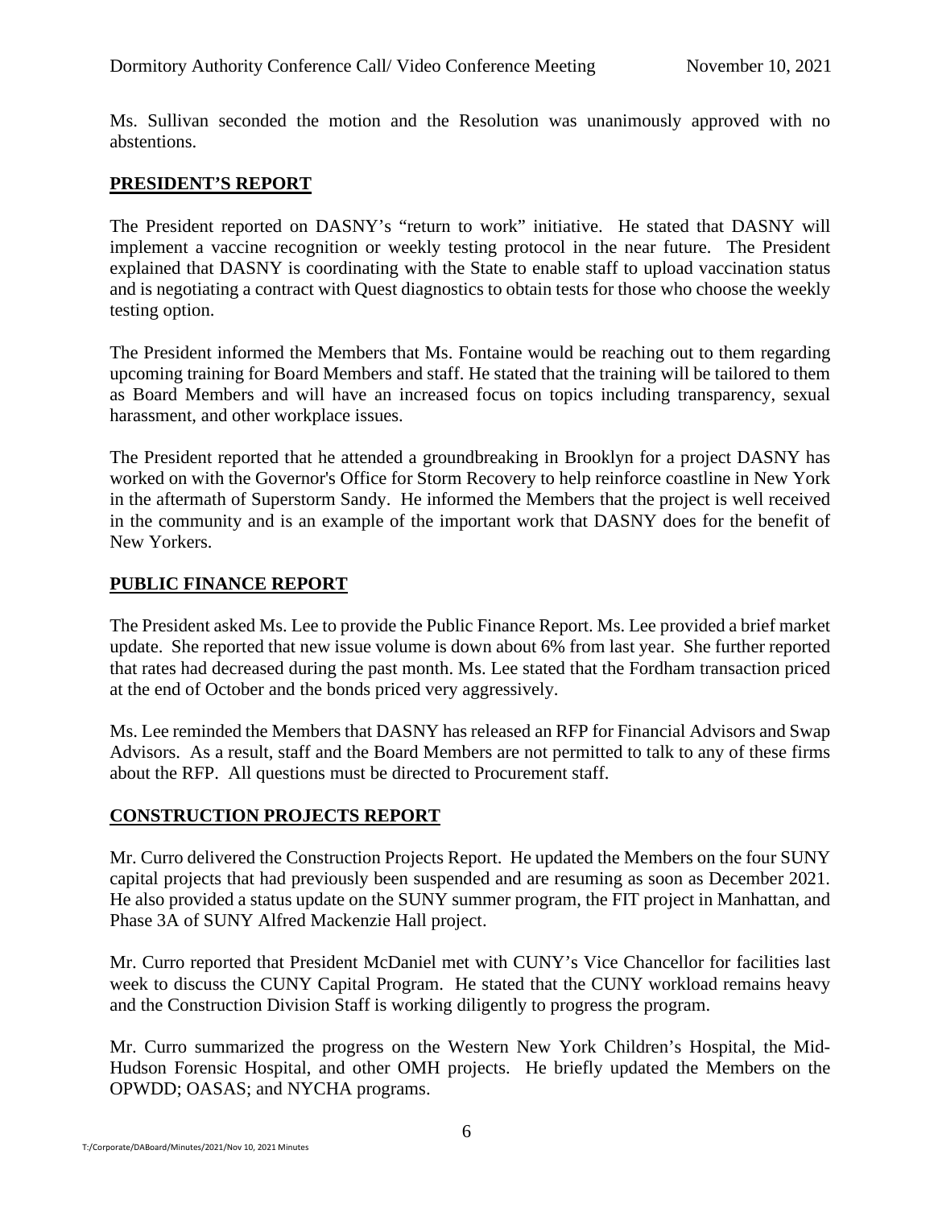Ms. Sullivan seconded the motion and the Resolution was unanimously approved with no abstentions.

## PRESIDENT'S REPORT

The President reported on DASNY's "return to work" initiative. He stated that DASNY will implement a vaccine recognition or weekly testing protocol in the near future. The President explained that DASNY is coordinating with the State to enable staff to upload vaccination status and is negotiating a contract with Quest diagnostics to obtain tests for those who choose the weekly testing option.

The President informed the Members that Ms. Fontaine would be reaching out to them regarding upcoming training for Board Members and staff. He stated that the training will be tailored to them as Board Members and will have an increased focus on topics including transparency, sexual harassment, and other workplace issues.

The President reported that he attended a groundbreaking in Brooklyn for a project DASNY has worked on with the Governor's Office for Storm Recovery to help reinforce coastline in New York in the aftermath of Superstorm Sandy. He informed the Members that the project is well received in the community and is an example of the important work that DASNY does for the benefit of New Yorkers.

## PUBLIC FINANCE REPORT

The President asked Ms. Lee to provide the Public Finance Report. Ms. Lee provided a brief market update. She reported that new issue volume is down about 6% from last year. She further reported that rates had decreased during the past month. Ms. Lee stated that the Fordham transaction priced at the end of October and the bonds priced very aggressively.

Ms. Lee reminded the Members that DASNY has released an RFP for Financial Advisors and Swap Advisors. As a result, staff and the Board Members are not permitted to talk to any of these firms about the RFP. All questions must be directed to Procurement staff.

## CONSTRUCTION PROJECTS REPORT

Mr. Curro delivered the Construction Projects Report. He updated the Members on the four SUNY capital projects that had previously been suspended and are resuming as soon as December 2021. He also provided a status update on the SUNY summer program, the FIT project in Manhattan, and Phase 3A of SUNY Alfred Mackenzie Hall project.

Mr. Curro reported that President McDaniel met with CUNY's Vice Chancellor for facilities last week to discuss the CUNY Capital Program. He stated that the CUNY workload remains heavy and the Construction Division Staff is working diligently to progress the program.

Mr. Curro summarized the progress on the Western New York Children's Hospital, the Mid-Hudson Forensic Hospital, and other OMH projects. He briefly updated the Members on the OPWDD; OASAS; and NYCHA programs.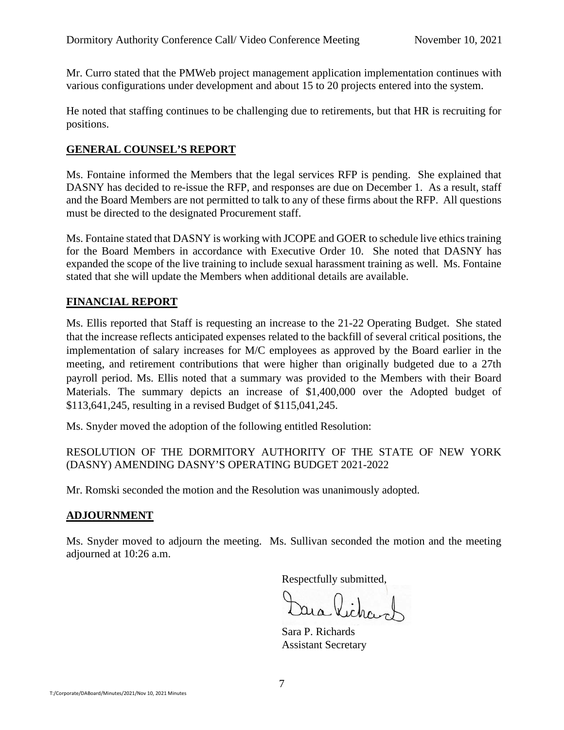Mr. Curro stated that the PMWeb project management application implementation continues with various configurations under development and about 15 to 20 projects entered into the system.

He noted that staffing continues to be challenging due to retirements, but that HR is recruiting for positions.

## GENERAL COUNSEL'S REPORT

Ms. Fontaine informed the Members that the legal services RFP is pending. She explained that DASNY has decided to re-issue the RFP, and responses are due on December 1. As a result, staff and the Board Members are not permitted to talk to any of these firms about the RFP. All questions must be directed to the designated Procurement staff.

Ms. Fontaine stated that DASNY is working with JCOPE and GOER to schedule live ethics training for the Board Members in accordance with Executive Order 10. She noted that DASNY has expanded the scope of the live training to include sexual harassment training as well. Ms. Fontaine stated that she will update the Members when additional details are available.

## FINANCIAL REPORT

Ms. Ellis reported that Staff is requesting an increase to the 21-22 Operating Budget. She stated that the increase reflects anticipated expenses related to the backfill of several critical positions, the implementation of salary increases for M/C employees as approved by the Board earlier in the meeting, and retirement contributions that were higher than originally budgeted due to a 27th payroll period. Ms. Ellis noted that a summary was provided to the Members with their Board Materials. The summary depicts an increase of $1,400,000 over the Adopted budget of $113,641,245, resulting in a revised Budget of $115,041,245.

Ms. Snyder moved the adoption of the following entitled Resolution:

RESOLUTION OF THE DORMITORY AUTHORITY OF THE STATE OF NEW YORK (DASNY) AMENDING DASNY'S OPERATING BUDGET 2021-2022

Mr. Romski seconded the motion and the Resolution was unanimously adopted.

## ADJOURNMENT

Ms. Snyder moved to adjourn the meeting. Ms. Sullivan seconded the motion and the meeting adjourned at 10:26 a.m.

Respectfully submitted,

Sara P. Richards
Assistant Secretary